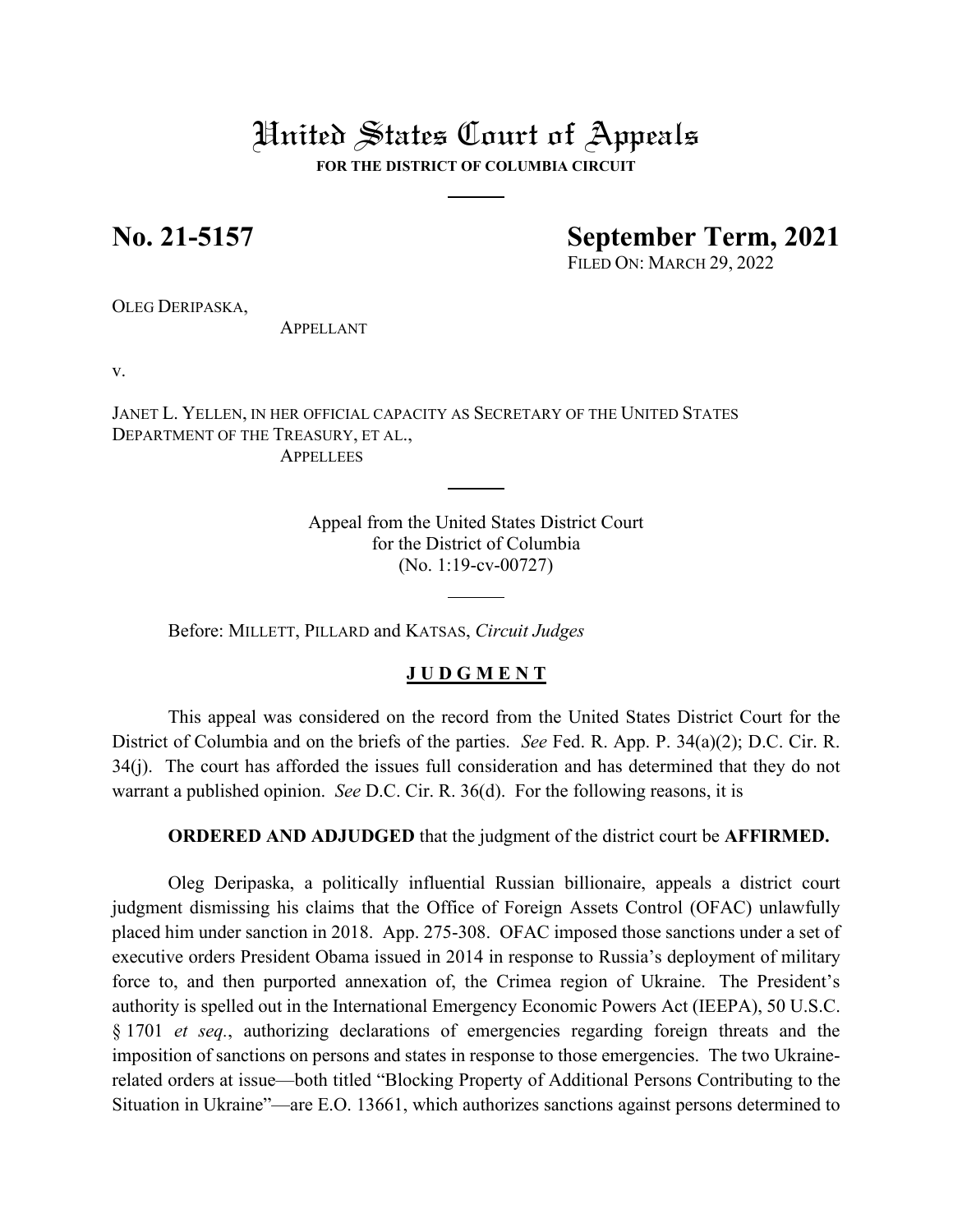# United States Court of Appeals

**FOR THE DISTRICT OF COLUMBIA CIRCUIT**

---

**No. 21-5157** **September Term, 2021**

FILED ON: MARCH 29, 2022

OLEG DERIPASKA,
APPELLANT

v.

JANET L. YELLEN, IN HER OFFICIAL CAPACITY AS SECRETARY OF THE UNITED STATES DEPARTMENT OF THE TREASURY, ET AL.,
APPELLEES

---

Appeal from the United States District Court
for the District of Columbia
(No. 1:19-cv-00727)

---

Before: MILLETT, PILLARD and KATSAS, *Circuit Judges*

**J U D G M E N T**

This appeal was considered on the record from the United States District Court for the District of Columbia and on the briefs of the parties. *See* Fed. R. App. P. 34(a)(2); D.C. Cir. R. 34(j). The court has afforded the issues full consideration and has determined that they do not warrant a published opinion. *See* D.C. Cir. R. 36(d). For the following reasons, it is

**ORDERED AND ADJUDGED** that the judgment of the district court be **AFFIRMED.**

Oleg Deripaska, a politically influential Russian billionaire, appeals a district court judgment dismissing his claims that the Office of Foreign Assets Control (OFAC) unlawfully placed him under sanction in 2018. App. 275-308. OFAC imposed those sanctions under a set of executive orders President Obama issued in 2014 in response to Russia's deployment of military force to, and then purported annexation of, the Crimea region of Ukraine. The President's authority is spelled out in the International Emergency Economic Powers Act (IEEPA), 50 U.S.C. § 1701 *et seq.*, authorizing declarations of emergencies regarding foreign threats and the imposition of sanctions on persons and states in response to those emergencies. The two Ukraine-related orders at issue—both titled "Blocking Property of Additional Persons Contributing to the Situation in Ukraine"—are E.O. 13661, which authorizes sanctions against persons determined to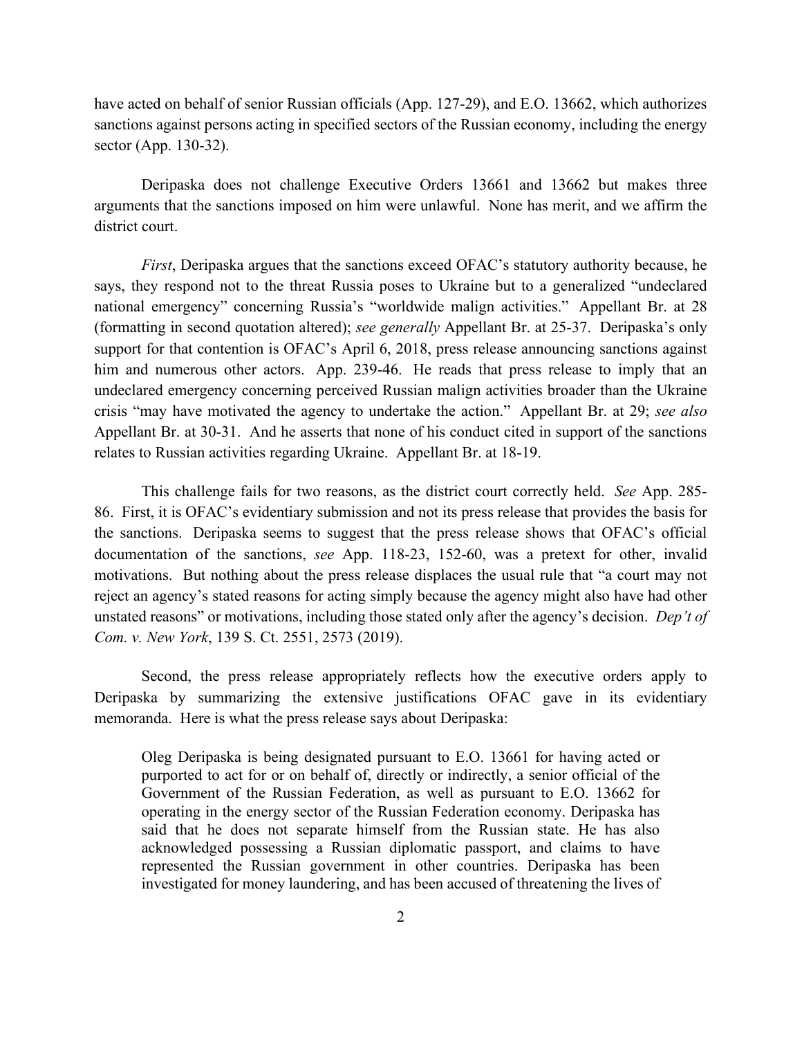have acted on behalf of senior Russian officials (App. 127-29), and E.O. 13662, which authorizes sanctions against persons acting in specified sectors of the Russian economy, including the energy sector (App. 130-32).

Deripaska does not challenge Executive Orders 13661 and 13662 but makes three arguments that the sanctions imposed on him were unlawful. None has merit, and we affirm the district court.

*First*, Deripaska argues that the sanctions exceed OFAC's statutory authority because, he says, they respond not to the threat Russia poses to Ukraine but to a generalized "undeclared national emergency" concerning Russia's "worldwide malign activities." Appellant Br. at 28 (formatting in second quotation altered); *see generally* Appellant Br. at 25-37. Deripaska's only support for that contention is OFAC's April 6, 2018, press release announcing sanctions against him and numerous other actors. App. 239-46. He reads that press release to imply that an undeclared emergency concerning perceived Russian malign activities broader than the Ukraine crisis "may have motivated the agency to undertake the action." Appellant Br. at 29; *see also* Appellant Br. at 30-31. And he asserts that none of his conduct cited in support of the sanctions relates to Russian activities regarding Ukraine. Appellant Br. at 18-19.

This challenge fails for two reasons, as the district court correctly held. *See* App. 285-86. First, it is OFAC's evidentiary submission and not its press release that provides the basis for the sanctions. Deripaska seems to suggest that the press release shows that OFAC's official documentation of the sanctions, *see* App. 118-23, 152-60, was a pretext for other, invalid motivations. But nothing about the press release displaces the usual rule that "a court may not reject an agency's stated reasons for acting simply because the agency might also have had other unstated reasons" or motivations, including those stated only after the agency's decision. *Dep't of Com. v. New York*, 139 S. Ct. 2551, 2573 (2019).

Second, the press release appropriately reflects how the executive orders apply to Deripaska by summarizing the extensive justifications OFAC gave in its evidentiary memoranda. Here is what the press release says about Deripaska:

> Oleg Deripaska is being designated pursuant to E.O. 13661 for having acted or purported to act for or on behalf of, directly or indirectly, a senior official of the Government of the Russian Federation, as well as pursuant to E.O. 13662 for operating in the energy sector of the Russian Federation economy. Deripaska has said that he does not separate himself from the Russian state. He has also acknowledged possessing a Russian diplomatic passport, and claims to have represented the Russian government in other countries. Deripaska has been investigated for money laundering, and has been accused of threatening the lives of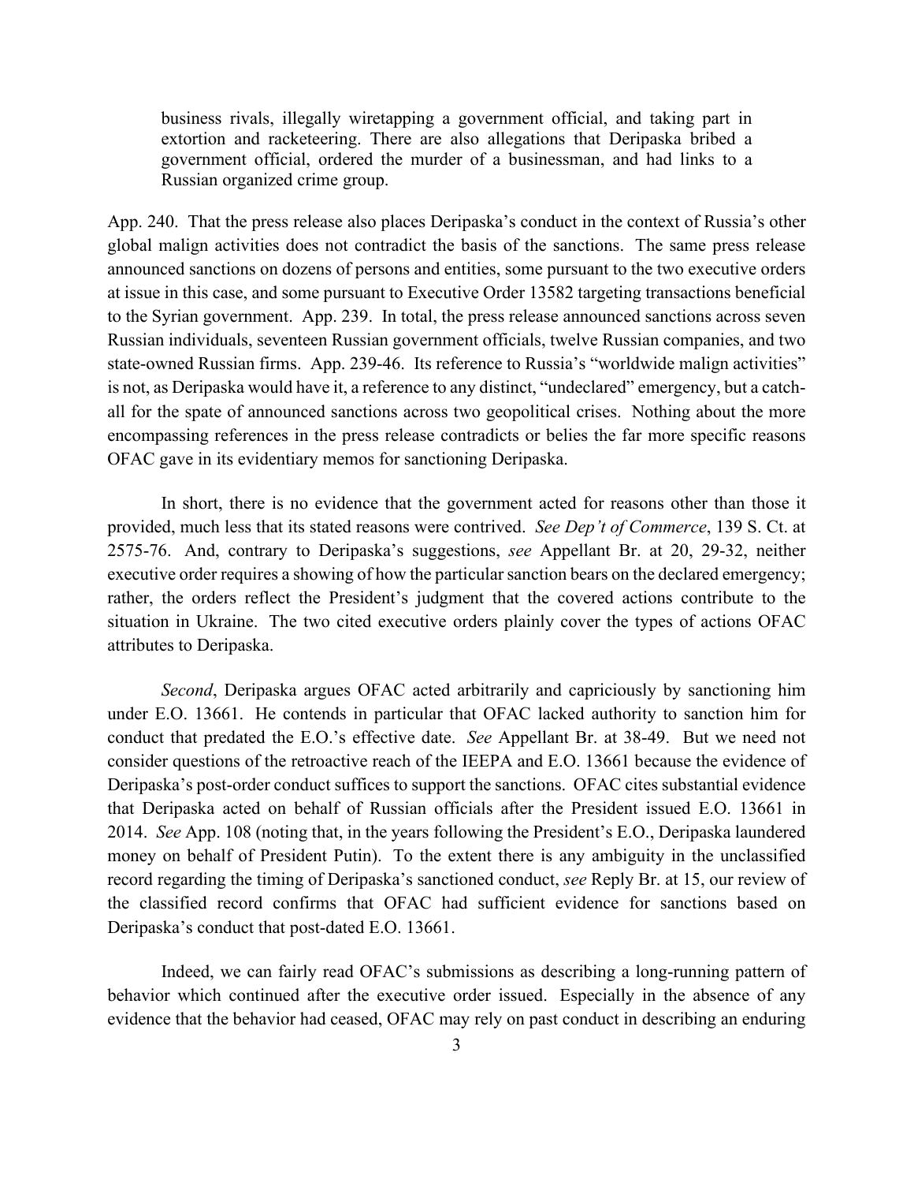> business rivals, illegally wiretapping a government official, and taking part in extortion and racketeering. There are also allegations that Deripaska bribed a government official, ordered the murder of a businessman, and had links to a Russian organized crime group.

App. 240. That the press release also places Deripaska's conduct in the context of Russia's other global malign activities does not contradict the basis of the sanctions. The same press release announced sanctions on dozens of persons and entities, some pursuant to the two executive orders at issue in this case, and some pursuant to Executive Order 13582 targeting transactions beneficial to the Syrian government. App. 239. In total, the press release announced sanctions across seven Russian individuals, seventeen Russian government officials, twelve Russian companies, and two state-owned Russian firms. App. 239-46. Its reference to Russia's "worldwide malign activities" is not, as Deripaska would have it, a reference to any distinct, "undeclared" emergency, but a catch-all for the spate of announced sanctions across two geopolitical crises. Nothing about the more encompassing references in the press release contradicts or belies the far more specific reasons OFAC gave in its evidentiary memos for sanctioning Deripaska.

In short, there is no evidence that the government acted for reasons other than those it provided, much less that its stated reasons were contrived. *See Dep't of Commerce*, 139 S. Ct. at 2575-76. And, contrary to Deripaska's suggestions, *see* Appellant Br. at 20, 29-32, neither executive order requires a showing of how the particular sanction bears on the declared emergency; rather, the orders reflect the President's judgment that the covered actions contribute to the situation in Ukraine. The two cited executive orders plainly cover the types of actions OFAC attributes to Deripaska.

*Second*, Deripaska argues OFAC acted arbitrarily and capriciously by sanctioning him under E.O. 13661. He contends in particular that OFAC lacked authority to sanction him for conduct that predated the E.O.'s effective date. *See* Appellant Br. at 38-49. But we need not consider questions of the retroactive reach of the IEEPA and E.O. 13661 because the evidence of Deripaska's post-order conduct suffices to support the sanctions. OFAC cites substantial evidence that Deripaska acted on behalf of Russian officials after the President issued E.O. 13661 in 2014. *See* App. 108 (noting that, in the years following the President's E.O., Deripaska laundered money on behalf of President Putin). To the extent there is any ambiguity in the unclassified record regarding the timing of Deripaska's sanctioned conduct, *see* Reply Br. at 15, our review of the classified record confirms that OFAC had sufficient evidence for sanctions based on Deripaska's conduct that post-dated E.O. 13661.

Indeed, we can fairly read OFAC's submissions as describing a long-running pattern of behavior which continued after the executive order issued. Especially in the absence of any evidence that the behavior had ceased, OFAC may rely on past conduct in describing an enduring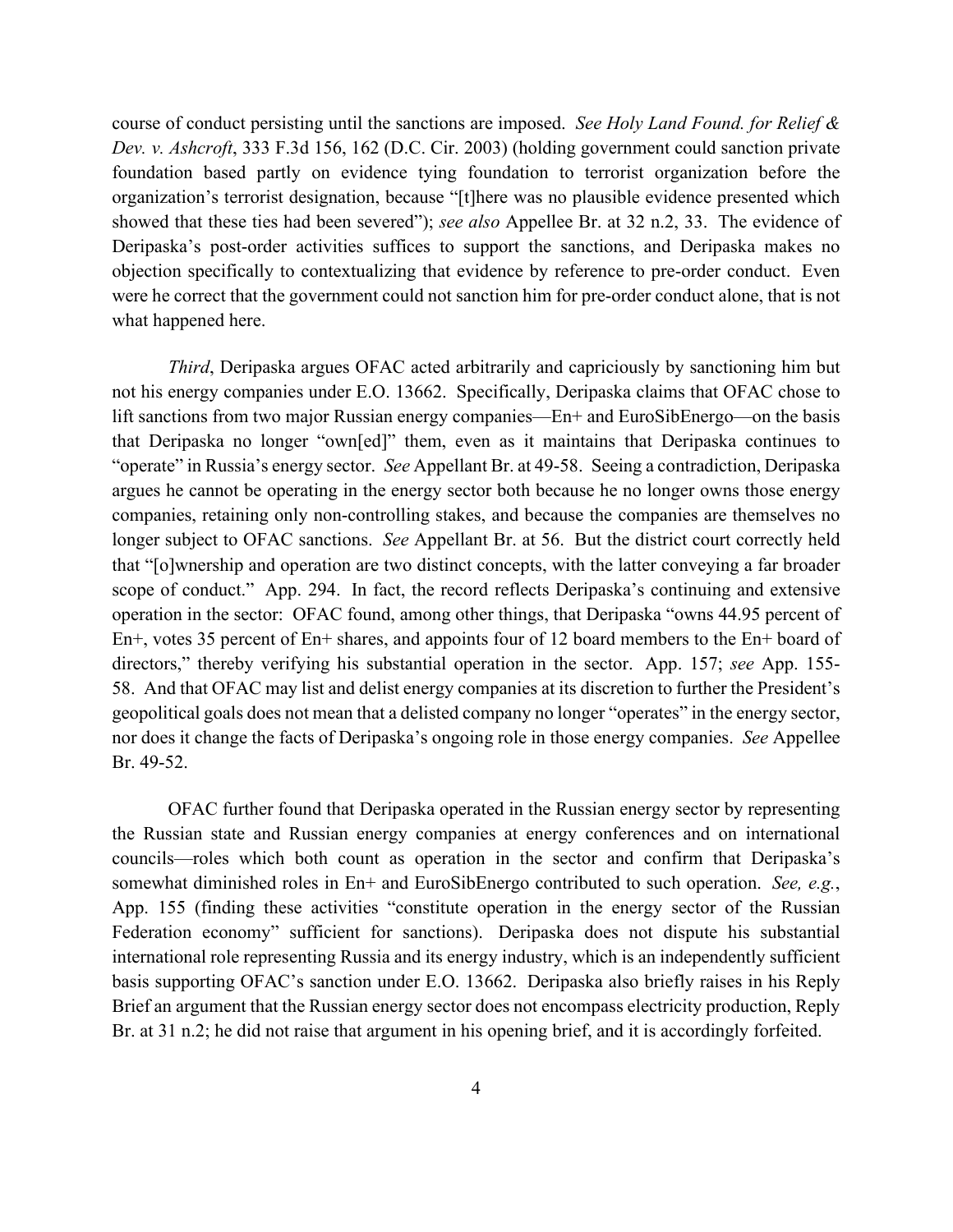course of conduct persisting until the sanctions are imposed. *See Holy Land Found. for Relief & Dev. v. Ashcroft*, 333 F.3d 156, 162 (D.C. Cir. 2003) (holding government could sanction private foundation based partly on evidence tying foundation to terrorist organization before the organization's terrorist designation, because "[t]here was no plausible evidence presented which showed that these ties had been severed"); *see also* Appellee Br. at 32 n.2, 33. The evidence of Deripaska's post-order activities suffices to support the sanctions, and Deripaska makes no objection specifically to contextualizing that evidence by reference to pre-order conduct. Even were he correct that the government could not sanction him for pre-order conduct alone, that is not what happened here.

*Third*, Deripaska argues OFAC acted arbitrarily and capriciously by sanctioning him but not his energy companies under E.O. 13662. Specifically, Deripaska claims that OFAC chose to lift sanctions from two major Russian energy companies—En+ and EuroSibEnergo—on the basis that Deripaska no longer "own[ed]" them, even as it maintains that Deripaska continues to "operate" in Russia's energy sector. *See* Appellant Br. at 49-58. Seeing a contradiction, Deripaska argues he cannot be operating in the energy sector both because he no longer owns those energy companies, retaining only non-controlling stakes, and because the companies are themselves no longer subject to OFAC sanctions. *See* Appellant Br. at 56. But the district court correctly held that "[o]wnership and operation are two distinct concepts, with the latter conveying a far broader scope of conduct." App. 294. In fact, the record reflects Deripaska's continuing and extensive operation in the sector: OFAC found, among other things, that Deripaska "owns 44.95 percent of En+, votes 35 percent of En+ shares, and appoints four of 12 board members to the En+ board of directors," thereby verifying his substantial operation in the sector. App. 157; *see* App. 155-58. And that OFAC may list and delist energy companies at its discretion to further the President's geopolitical goals does not mean that a delisted company no longer "operates" in the energy sector, nor does it change the facts of Deripaska's ongoing role in those energy companies. *See* Appellee Br. 49-52.

OFAC further found that Deripaska operated in the Russian energy sector by representing the Russian state and Russian energy companies at energy conferences and on international councils—roles which both count as operation in the sector and confirm that Deripaska's somewhat diminished roles in En+ and EuroSibEnergo contributed to such operation. *See, e.g.*, App. 155 (finding these activities "constitute operation in the energy sector of the Russian Federation economy" sufficient for sanctions). Deripaska does not dispute his substantial international role representing Russia and its energy industry, which is an independently sufficient basis supporting OFAC's sanction under E.O. 13662. Deripaska also briefly raises in his Reply Brief an argument that the Russian energy sector does not encompass electricity production, Reply Br. at 31 n.2; he did not raise that argument in his opening brief, and it is accordingly forfeited.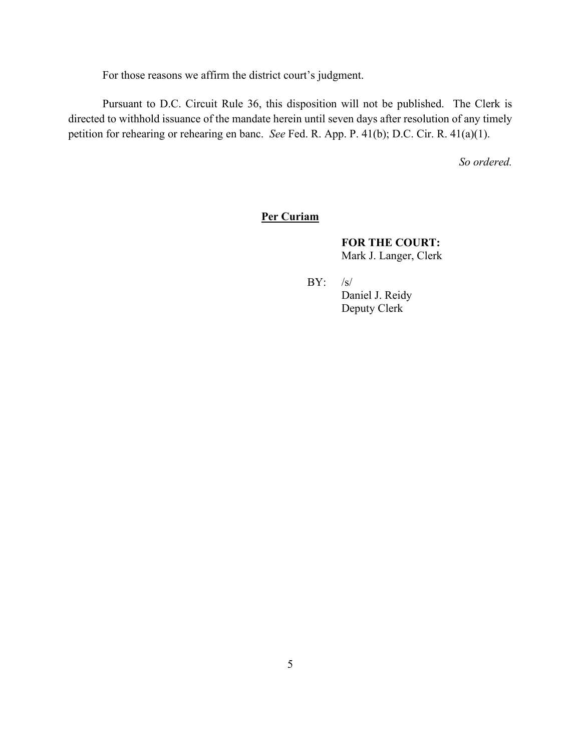For those reasons we affirm the district court's judgment.

Pursuant to D.C. Circuit Rule 36, this disposition will not be published. The Clerk is directed to withhold issuance of the mandate herein until seven days after resolution of any timely petition for rehearing or rehearing en banc. *See* Fed. R. App. P. 41(b); D.C. Cir. R. 41(a)(1).

*So ordered.*

**Per Curiam**

**FOR THE COURT:**
Mark J. Langer, Clerk

BY: /s/
Daniel J. Reidy
Deputy Clerk